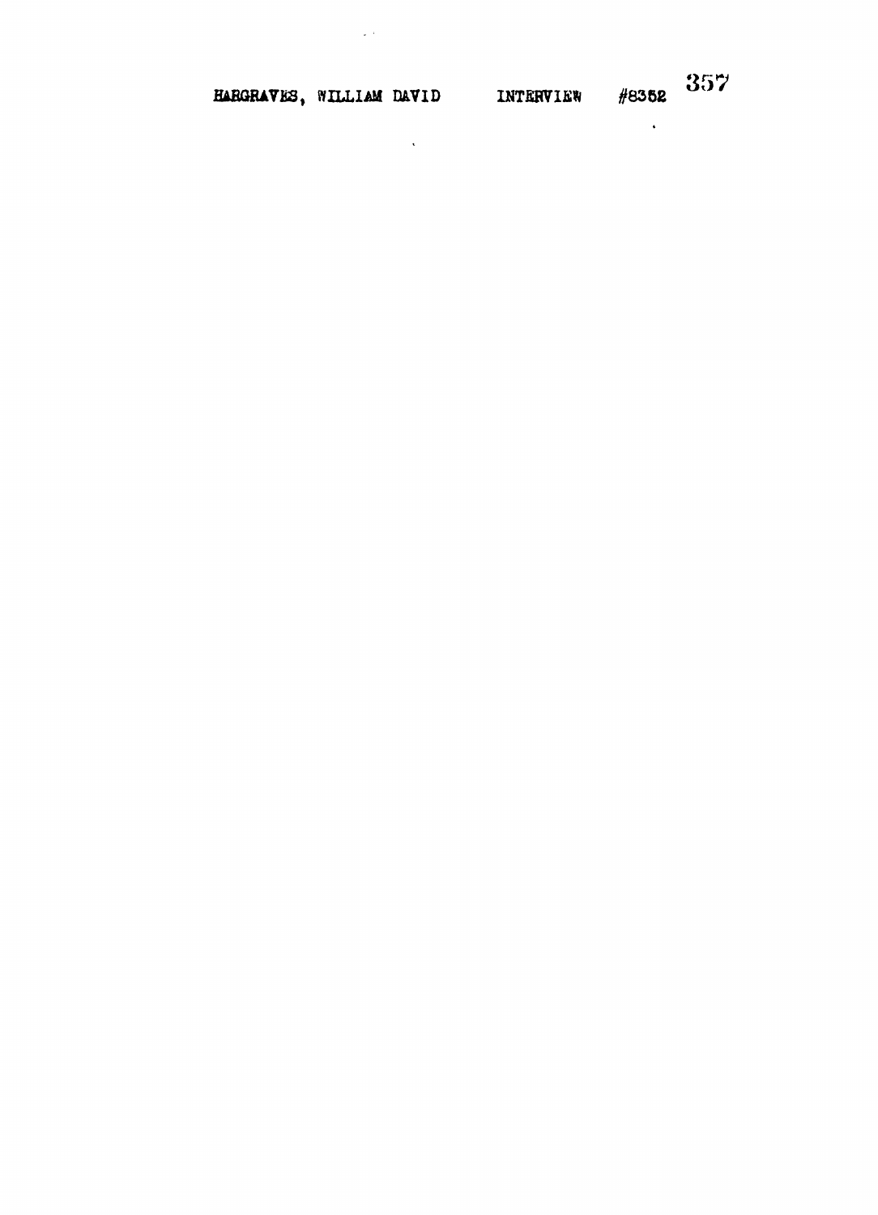HARGRAVES, WILLIAM DAVID INTERVIEW #8352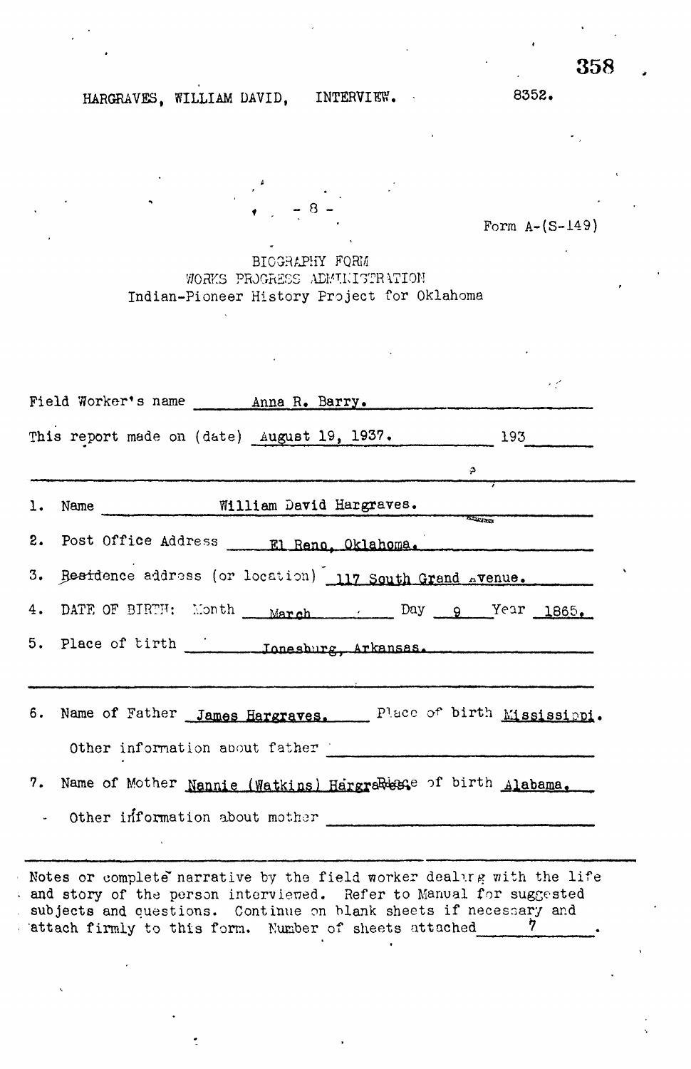HARGRAVES, WILLIAM DAVID, INTERVIEW. 8352.

- 8 -

Form A-(S-149)

BIOGRAPHY FORM
WORKS PROGRESS ADMINISTRATION
Indian-Pioneer History Project for Oklahoma

Field Worker's name Anna R. Barry.

This report made on (date) August 19, 1937. 193

1. Name William David Hargraves.

2. Post Office Address El Reno, Oklahoma.

3. Residence address (or location) 117 South Grand Avenue.

4. DATE OF BIRTH: Month March Day 9 Year 1865.

5. Place of birth Jonesburg, Arkansas.

6. Name of Father James Hargraves. Place of birth Mississippi.

Other information about father

7. Name of Mother Nannie (Watkins) Hargraves. Place of birth Alabama.

Other information about mother

Notes or complete narrative by the field worker dealing with the life and story of the person interviewed. Refer to Manual for suggested subjects and questions. Continue on blank sheets if necessary and attach firmly to this form. Number of sheets attached 7.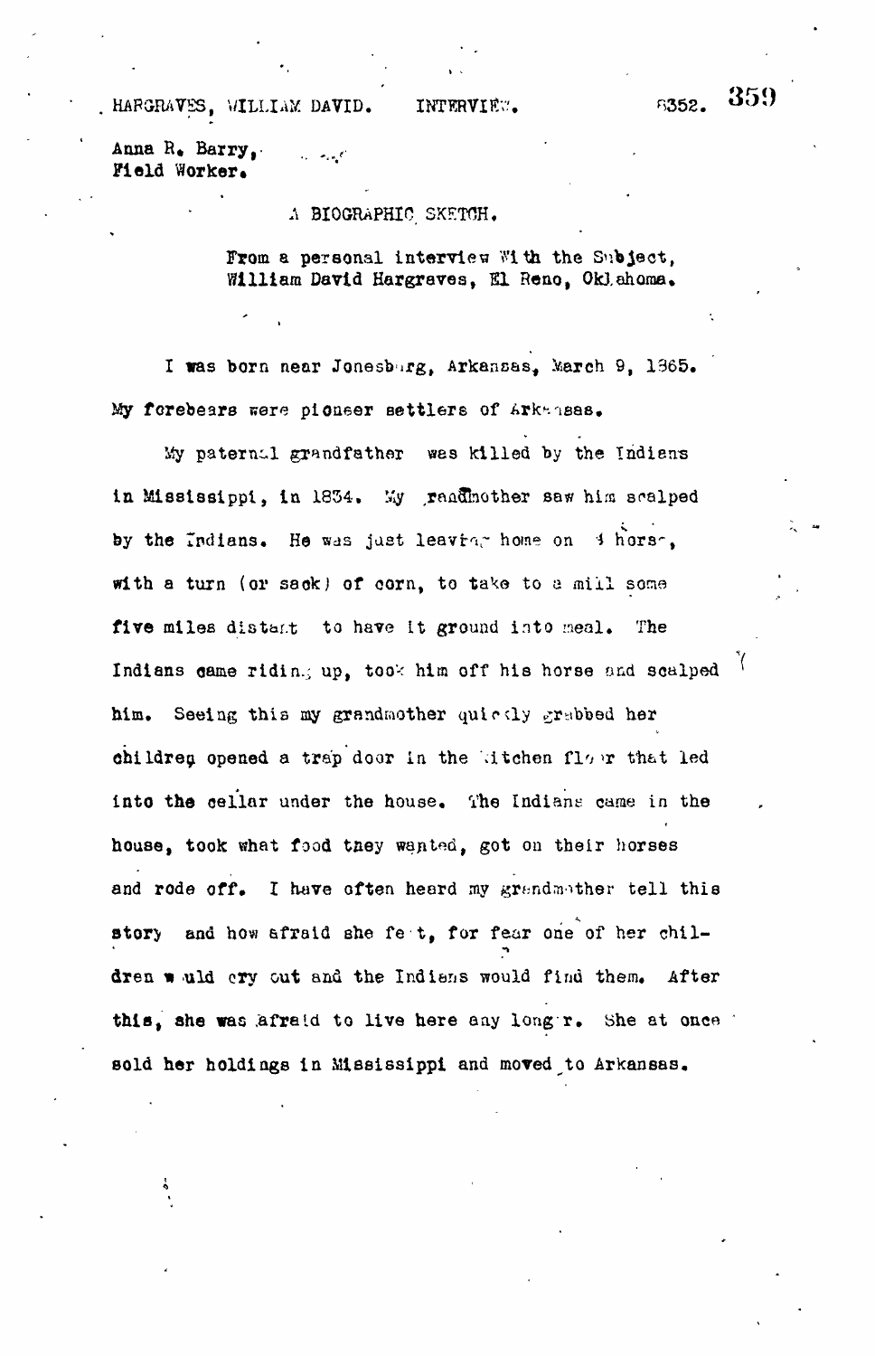HARGRAVES, WILLIAM DAVID. INTERVIEW. 6352.

Anna R. Barry,
Field Worker.

A BIOGRAPHIC SKETCH.

From a personal interview With the Subject,
William David Hargraves, El Reno, Oklahoma.

I was born near Jonesburg, Arkansas, March 9, 1865. My forebears were pioneer settlers of Arkansas.

My paternal grandfather was killed by the Indians in Mississippi, in 1834. My grandmother saw him scalped by the Indians. He was just leaving home on a horse, with a turn (or sack) of corn, to take to a mill some five miles distant to have it ground into meal. The Indians came riding up, took him off his horse and scalped him. Seeing this my grandmother quickly grabbed her children opened a trap door in the kitchen floor that led into the cellar under the house. The Indians came in the house, took what food they wanted, got on their horses and rode off. I have often heard my grandmother tell this story and how afraid she felt, for fear one of her children would cry out and the Indians would find them. After this, she was afraid to live here any longer. She at once sold her holdings in Mississippi and moved to Arkansas.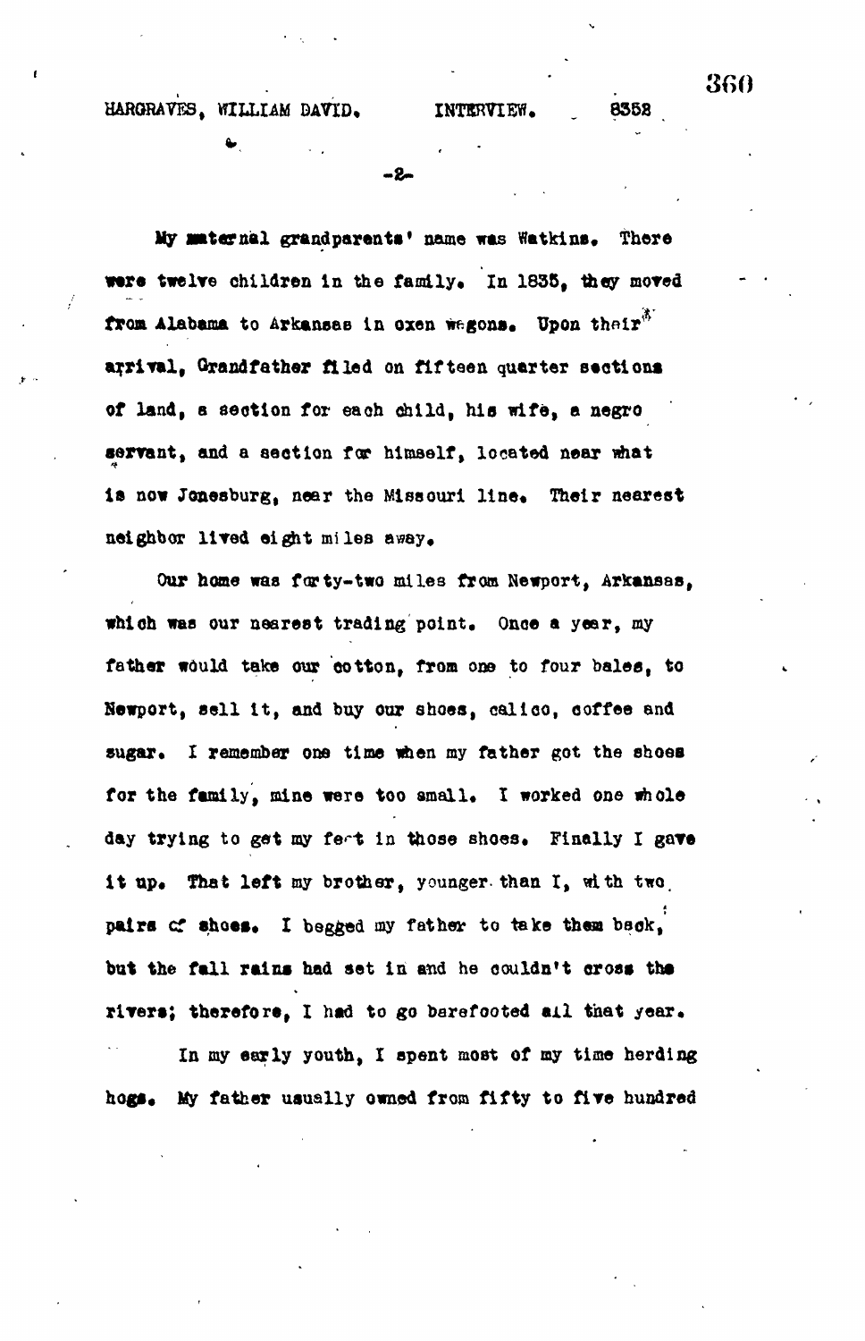My maternal grandparents' name was Watkins. There were twelve children in the family. In 1835, they moved from Alabama to Arkansas in oxen wagons. Upon their arrival, Grandfather filed on fifteen quarter sections of land, a section for each child, his wife, a negro servant, and a section for himself, located near what is now Jonesburg, near the Missouri line. Their nearest neighbor lived eight miles away.

Our home was forty-two miles from Newport, Arkansas, which was our nearest trading point. Once a year, my father would take our cotton, from one to four bales, to Newport, sell it, and buy our shoes, calico, coffee and sugar. I remember one time when my father got the shoes for the family, mine were too small. I worked one whole day trying to get my feet in those shoes. Finally I gave it up. That left my brother, younger than I, with two pairs of shoes. I begged my father to take them back, but the fall rains had set in and he couldn't cross the rivers; therefore, I had to go barefooted all that year.

In my early youth, I spent most of my time herding hogs. My father usually owned from fifty to five hundred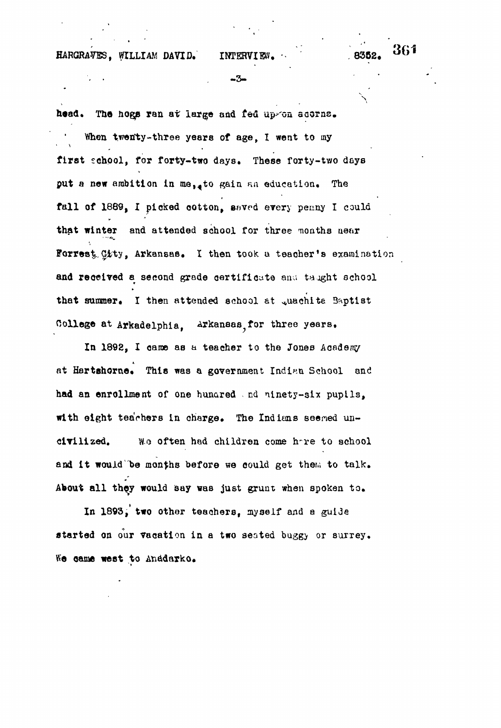head. The hogs ran at large and fed upon acorns.

When twenty-three years of age, I went to my first school, for forty-two days. These forty-two days put a new ambition in me, to gain an education. The fall of 1889, I picked cotton, saved every penny I could that winter and attended school for three months near Forrest City, Arkansas. I then took a teacher's examination and received a second grade certificate and taught school that summer. I then attended school at Ouachita Baptist College at Arkadelphia, Arkansas, for three years.

In 1892, I came as a teacher to the Jones Academy at Hartshorne. This was a government Indian School and had an enrollment of one hundred and ninety-six pupils, with eight teachers in charge. The Indians seemed uncivilized. We often had children come here to school and it would be months before we could get them to talk. About all they would say was just grunt when spoken to.

In 1893, two other teachers, myself and a guide started on our vacation in a two seated buggy or surrey. We came west to Anadarko.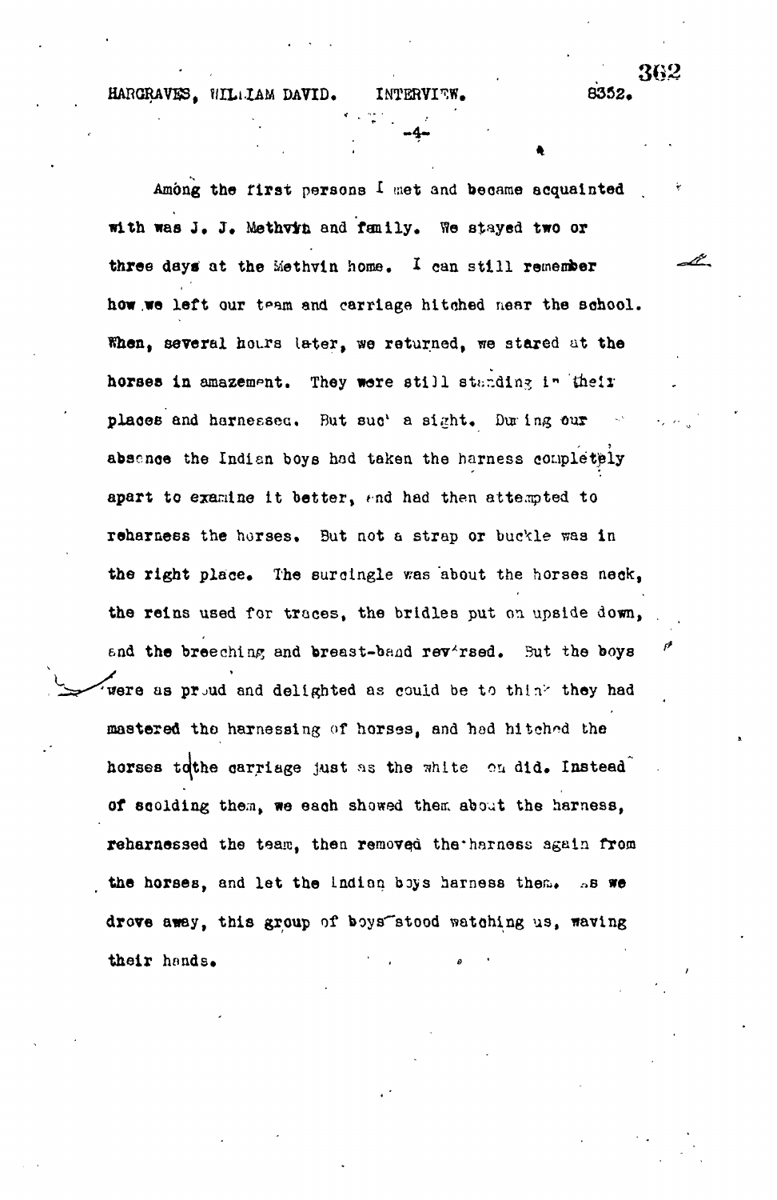Among the first persons I met and became acquainted with was J. J. Methvin and family. We stayed two or three days at the Methvin home. I can still remember how we left our team and carriage hitched near the school. When, several hours later, we returned, we stared at the horses in amazement. They were still standing in their places and harnessed. But such a sight. During our absence the Indian boys had taken the harness completely apart to examine it better, and had then attempted to reharness the horses. But not a strap or buckle was in the right place. The surcingle was about the horses neck, the reins used for traces, the bridles put on upside down, and the breeching and breast-band reversed. But the boys were as proud and delighted as could be to think they had mastered the harnessing of horses, and had hitched the horses to the carriage just as the white man did. Instead of scolding them, we each showed them about the harness, reharnessed the team, then removed the harness again from the horses, and let the Indian boys harness them. As we drove away, this group of boys stood watching us, waving their hands.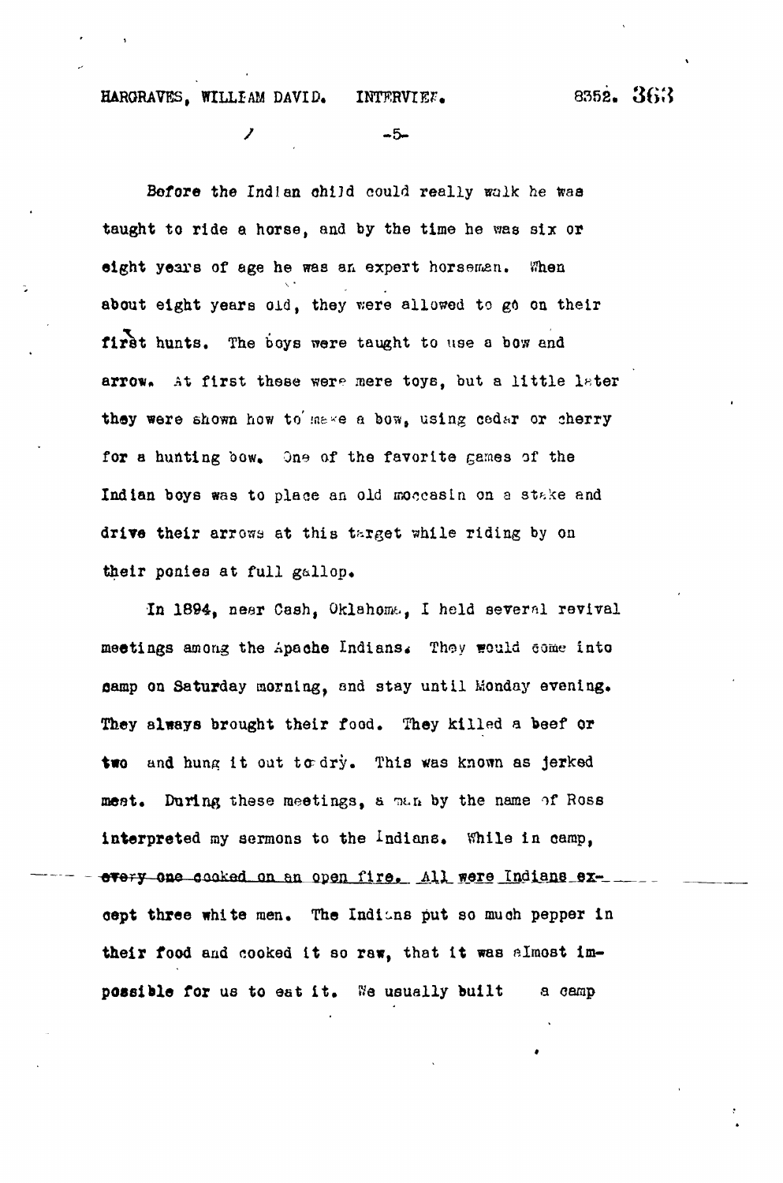Before the Indian child could really walk he was taught to ride a horse, and by the time he was six or eight years of age he was an expert horseman. When about eight years old, they were allowed to go on their first hunts. The boys were taught to use a bow and arrow. At first these were mere toys, but a little later they were shown how to make a bow, using cedar or cherry for a hunting bow. One of the favorite games of the Indian boys was to place an old moccasin on a stake and drive their arrows at this target while riding by on their ponies at full gallop.

In 1894, near Cash, Oklahoma, I held several revival meetings among the Apache Indians. They would come into camp on Saturday morning, and stay until Monday evening. They always brought their food. They killed a beef or two and hung it out to dry. This was known as jerked meat. During these meetings, a man by the name of Ross interpreted my sermons to the Indians. While in camp, every one cooked on an open fire. All were Indians except three white men. The Indians put so much pepper in their food and cooked it so raw, that it was almost impossible for us to eat it. We usually built a camp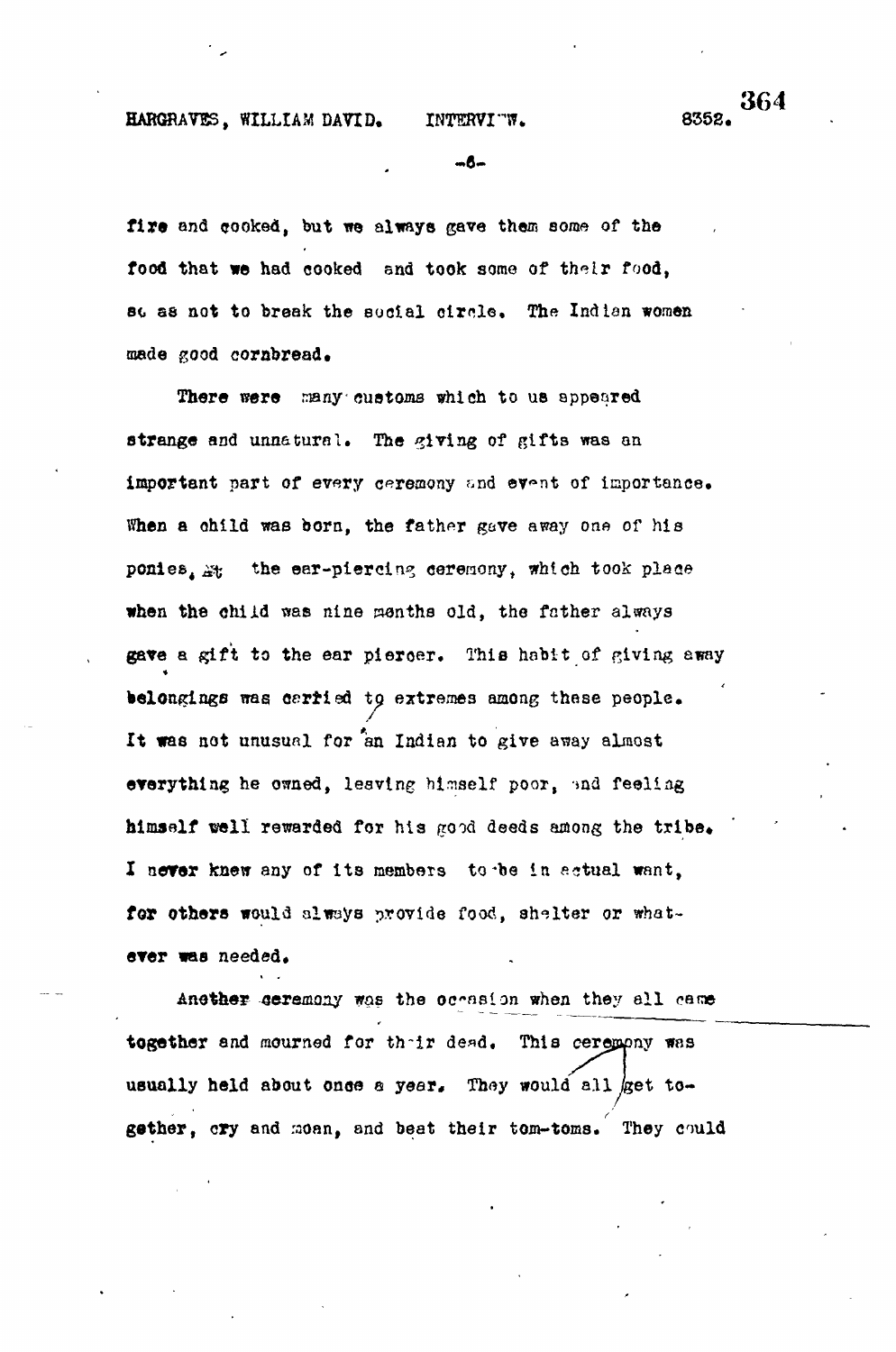fire and cooked, but we always gave them some of the food that we had cooked and took some of their food, so as not to break the social circle. The Indian women made good cornbread.

There were many customs which to us appeared strange and unnatural. The giving of gifts was an important part of every ceremony and event of importance. When a child was born, the father gave away one of his ponies. At the ear-piercing ceremony, which took place when the child was nine months old, the father always gave a gift to the ear piercer. This habit of giving away belongings was carried to extremes among these people. It was not unusual for an Indian to give away almost everything he owned, leaving himself poor, and feeling himself well rewarded for his good deeds among the tribe. I never knew any of its members to be in actual want, for others would always provide food, shelter or whatever was needed.

Another ceremony was the occasion when they all came together and mourned for their dead. This ceremony was usually held about once a year. They would all get together, cry and moan, and beat their tom-toms. They could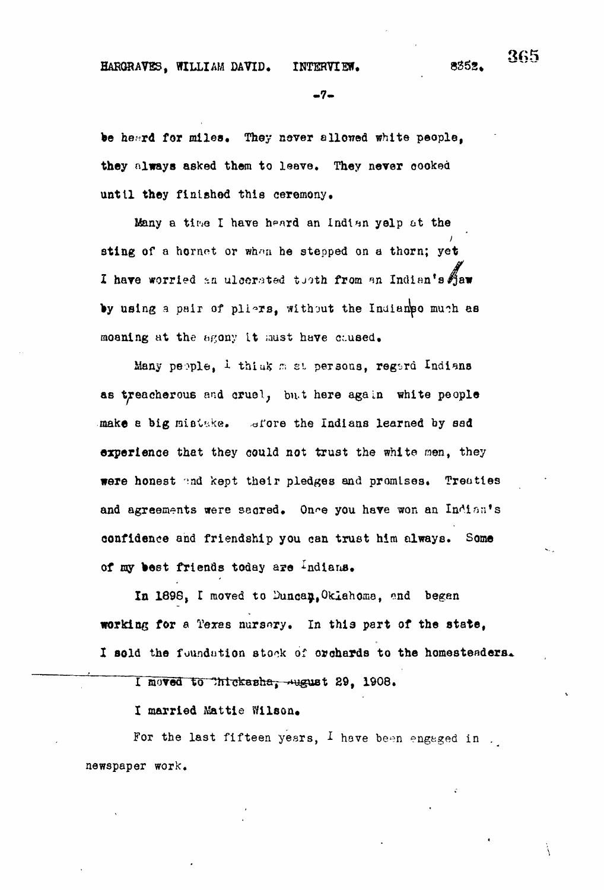be heard for miles. They never allowed white people, they always asked them to leave. They never cooked until they finished this ceremony.

Many a time I have heard an Indian yelp at the sting of a hornet or when he stepped on a thorn; yet I have worried an ulcerated tooth from an Indian's jaw by using a pair of pliers, without the Indian so much as moaning at the agony it must have caused.

Many people, I think most persons, regard Indians as treacherous and cruel, but here again white people make a big mistake. Before the Indians learned by sad experience that they could not trust the white men, they were honest and kept their pledges and promises. Treaties and agreements were sacred. Once you have won an Indian's confidence and friendship you can trust him always. Some of my best friends today are Indians.

In 1898, I moved to Duncan, Oklahoma, and began working for a Texas nursery. In this part of the state, I sold the foundation stock of orchards to the homesteaders.

I moved to Chickasha, August 29, 1908.

I married Mattie Wilson.

For the last fifteen years, I have been engaged in newspaper work.